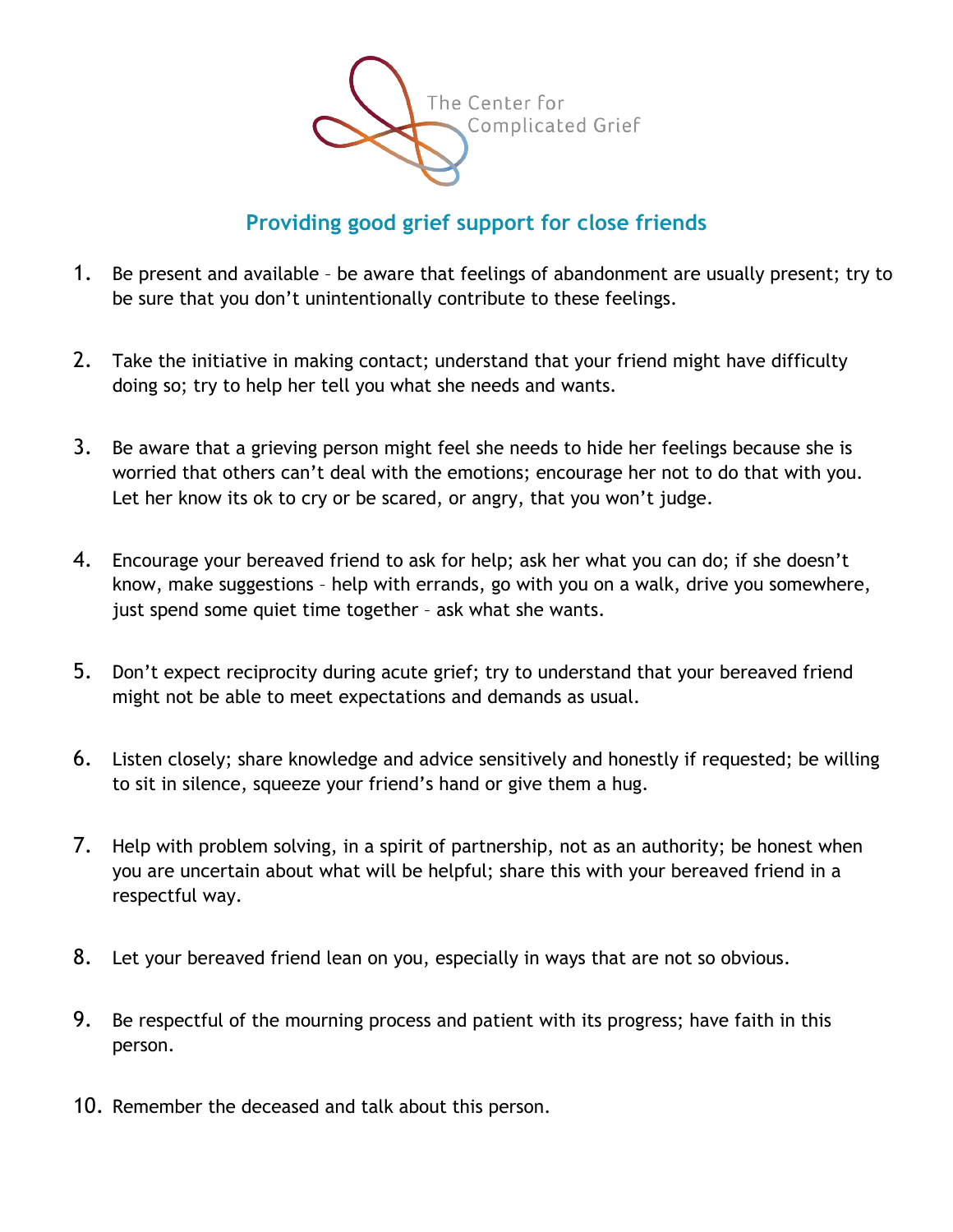The Center for Complicated Grief

## Providing good grief support for close friends

1. Be present and available – be aware that feelings of abandonment are usually present; try to be sure that you don't unintentionally contribute to these feelings.

2. Take the initiative in making contact; understand that your friend might have difficulty doing so; try to help her tell you what she needs and wants.

3. Be aware that a grieving person might feel she needs to hide her feelings because she is worried that others can't deal with the emotions; encourage her not to do that with you. Let her know its ok to cry or be scared, or angry, that you won't judge.

4. Encourage your bereaved friend to ask for help; ask her what you can do; if she doesn't know, make suggestions – help with errands, go with you on a walk, drive you somewhere, just spend some quiet time together – ask what she wants.

5. Don't expect reciprocity during acute grief; try to understand that your bereaved friend might not be able to meet expectations and demands as usual.

6. Listen closely; share knowledge and advice sensitively and honestly if requested; be willing to sit in silence, squeeze your friend's hand or give them a hug.

7. Help with problem solving, in a spirit of partnership, not as an authority; be honest when you are uncertain about what will be helpful; share this with your bereaved friend in a respectful way.

8. Let your bereaved friend lean on you, especially in ways that are not so obvious.

9. Be respectful of the mourning process and patient with its progress; have faith in this person.

10. Remember the deceased and talk about this person.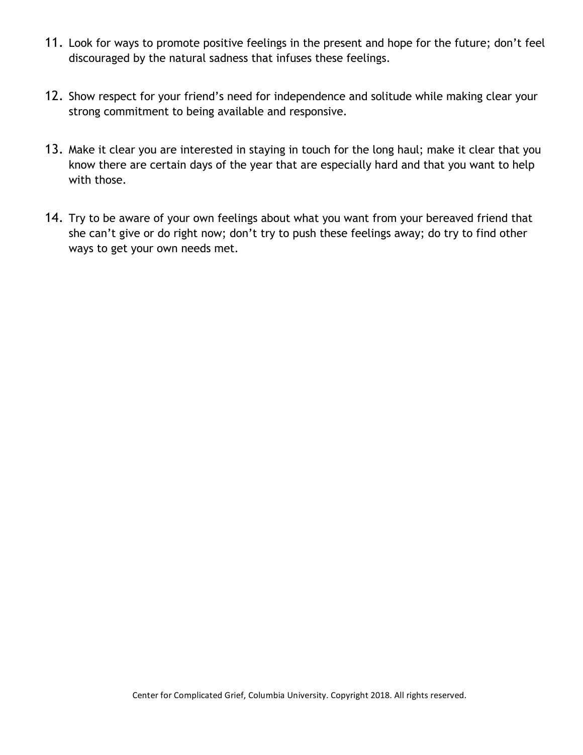11. Look for ways to promote positive feelings in the present and hope for the future; don't feel discouraged by the natural sadness that infuses these feelings.

12. Show respect for your friend's need for independence and solitude while making clear your strong commitment to being available and responsive.

13. Make it clear you are interested in staying in touch for the long haul; make it clear that you know there are certain days of the year that are especially hard and that you want to help with those.

14. Try to be aware of your own feelings about what you want from your bereaved friend that she can't give or do right now; don't try to push these feelings away; do try to find other ways to get your own needs met.

Center for Complicated Grief, Columbia University. Copyright 2018. All rights reserved.